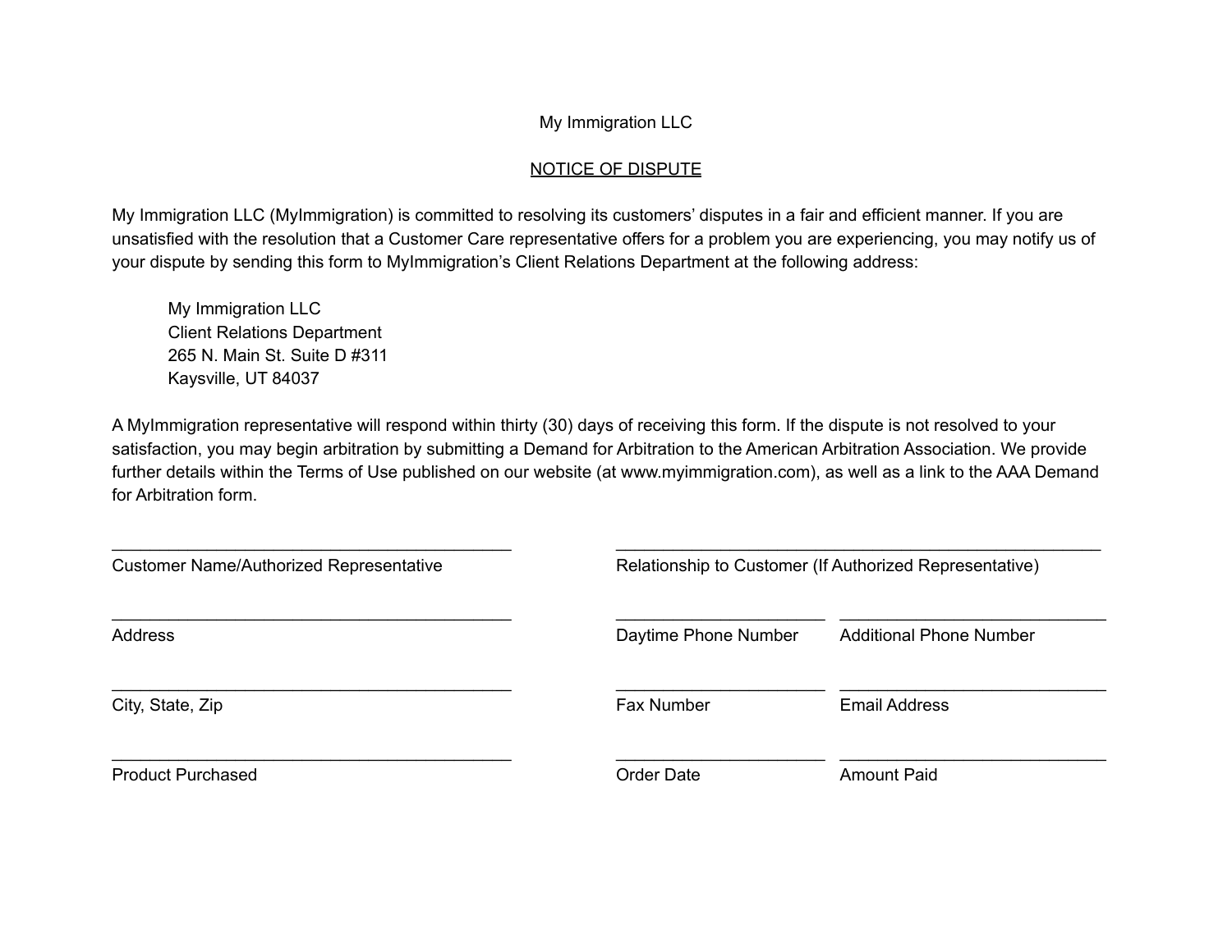My Immigration LLC

## NOTICE OF DISPUTE

My Immigration LLC (MyImmigration) is committed to resolving its customers' disputes in a fair and efficient manner. If you are unsatisfied with the resolution that a Customer Care representative offers for a problem you are experiencing, you may notify us of your dispute by sending this form to MyImmigration's Client Relations Department at the following address:

> My Immigration LLC
> Client Relations Department
> 265 N. Main St. Suite D #311
> Kaysville, UT 84037

A MyImmigration representative will respond within thirty (30) days of receiving this form. If the dispute is not resolved to your satisfaction, you may begin arbitration by submitting a Demand for Arbitration to the American Arbitration Association. We provide further details within the Terms of Use published on our website (at www.myimmigration.com), as well as a link to the AAA Demand for Arbitration form.

| | | |
|---|---|---|
| ______________________________ | ______________________________ | |
| Customer Name/Authorized Representative | Relationship to Customer (If Authorized Representative) | |
| ______________________________ | ______________ | ______________ |
| Address | Daytime Phone Number | Additional Phone Number |
| ______________________________ | ______________ | ______________ |
| City, State, Zip | Fax Number | Email Address |
| ______________________________ | ______________ | ______________ |
| Product Purchased | Order Date | Amount Paid |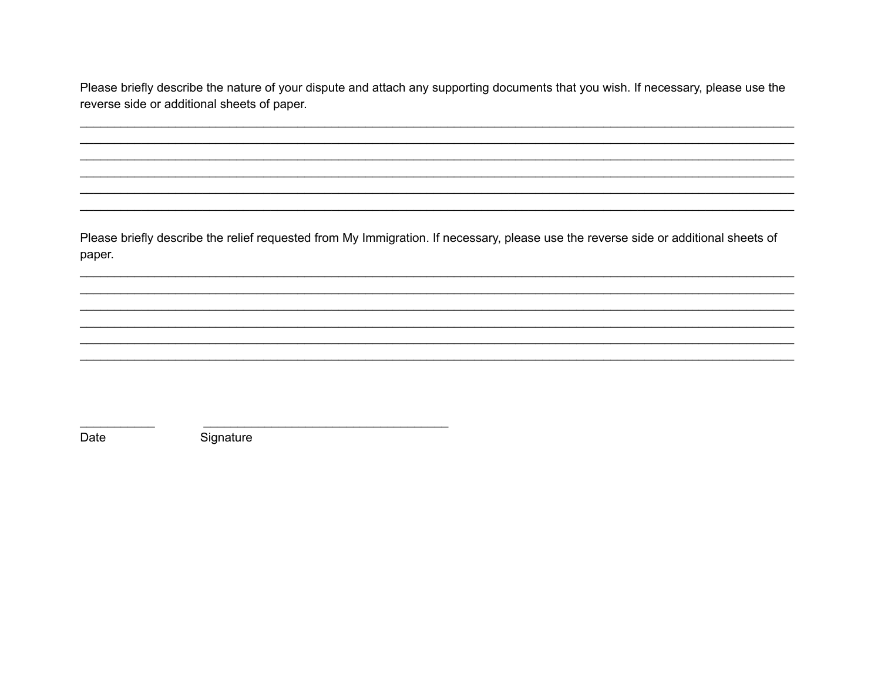Please briefly describe the nature of your dispute and attach any supporting documents that you wish. If necessary, please use the reverse side or additional sheets of paper.

______________________________________________________________________________
______________________________________________________________________________
______________________________________________________________________________
______________________________________________________________________________
______________________________________________________________________________
______________________________________________________________________________

Please briefly describe the relief requested from My Immigration. If necessary, please use the reverse side or additional sheets of paper.

______________________________________________________________________________
______________________________________________________________________________
______________________________________________________________________________
______________________________________________________________________________
______________________________________________________________________________
______________________________________________________________________________

___________ ____________________________________

Date Signature